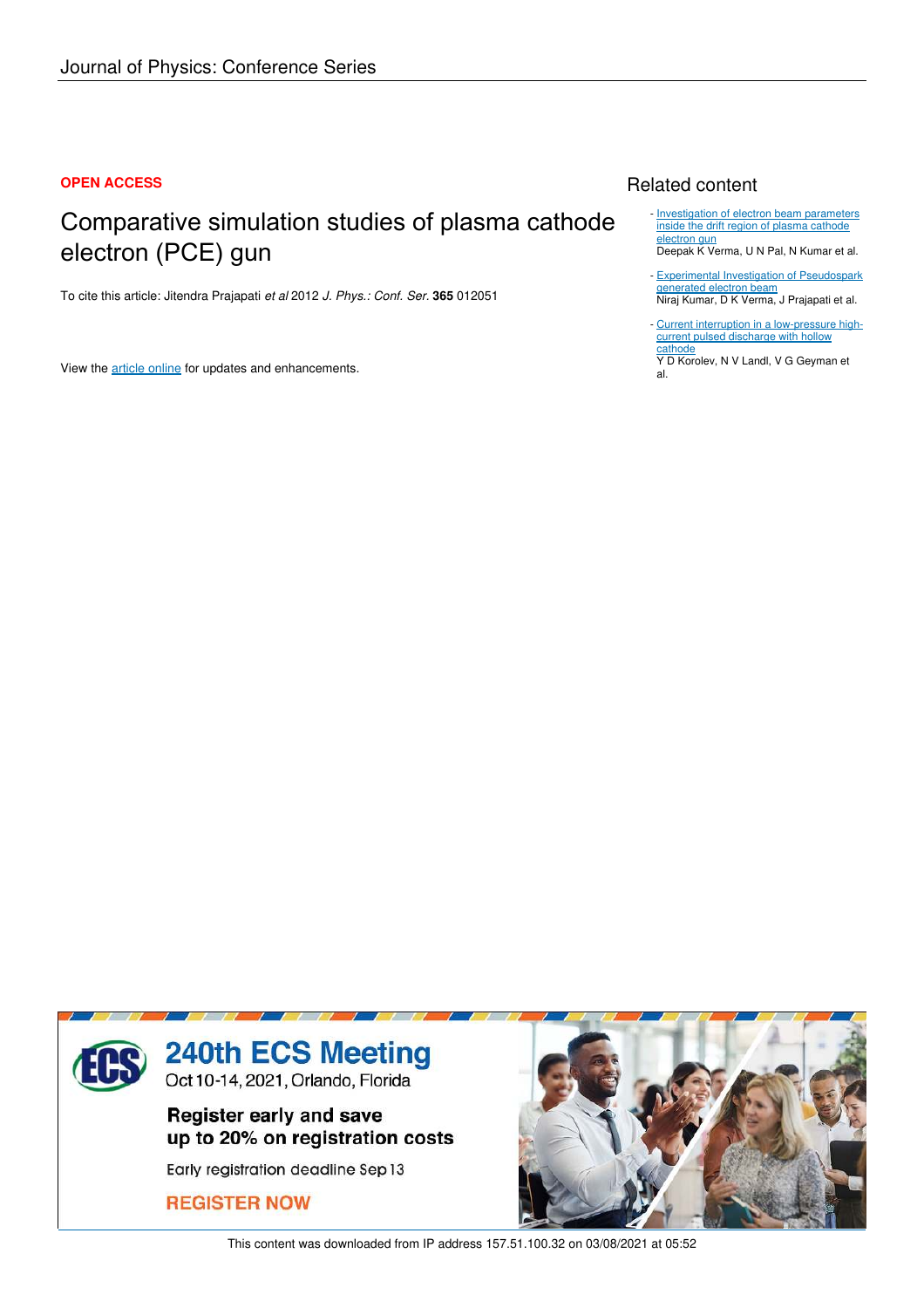Journal of Physics: Conference Series

**OPEN ACCESS**

# Comparative simulation studies of plasma cathode electron (PCE) gun

To cite this article: Jitendra Prajapati *et al* 2012 *J. Phys.: Conf. Ser.* **365** 012051

View the article online for updates and enhancements.

## Related content

- Investigation of electron beam parameters inside the drift region of plasma cathode electron gun
  Deepak K Verma, U N Pal, N Kumar et al.

- Experimental Investigation of Pseudospark generated electron beam
  Niraj Kumar, D K Verma, J Prajapati et al.

- Current interruption in a low-pressure high-current pulsed discharge with hollow cathode
  Y D Korolev, N V Landl, V G Geyman et al.

240th ECS Meeting
Oct 10-14, 2021, Orlando, Florida

Register early and save up to 20% on registration costs

Early registration deadline Sep 13

REGISTER NOW

This content was downloaded from IP address 157.51.100.32 on 03/08/2021 at 05:52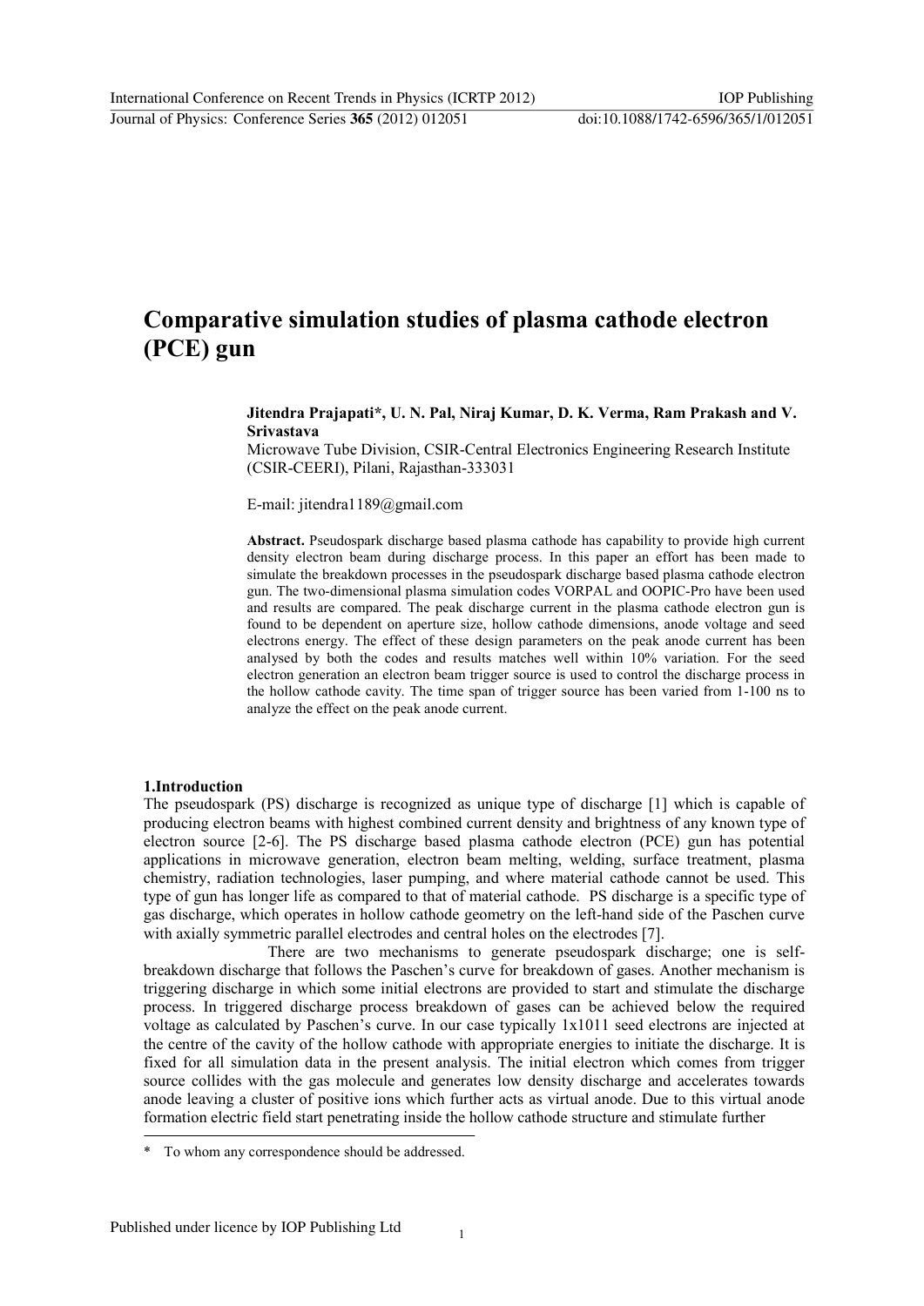# Comparative simulation studies of plasma cathode electron (PCE) gun

**Jitendra Prajapati\*, U. N. Pal, Niraj Kumar, D. K. Verma, Ram Prakash and V. Srivastava**

Microwave Tube Division, CSIR-Central Electronics Engineering Research Institute (CSIR-CEERI), Pilani, Rajasthan-333031

E-mail: jitendra1189@gmail.com

**Abstract.** Pseudospark discharge based plasma cathode has capability to provide high current density electron beam during discharge process. In this paper an effort has been made to simulate the breakdown processes in the pseudospark discharge based plasma cathode electron gun. The two-dimensional plasma simulation codes VORPAL and OOPIC-Pro have been used and results are compared. The peak discharge current in the plasma cathode electron gun is found to be dependent on aperture size, hollow cathode dimensions, anode voltage and seed electrons energy. The effect of these design parameters on the peak anode current has been analysed by both the codes and results matches well within 10% variation. For the seed electron generation an electron beam trigger source is used to control the discharge process in the hollow cathode cavity. The time span of trigger source has been varied from 1-100 ns to analyze the effect on the peak anode current.

## 1.Introduction

The pseudospark (PS) discharge is recognized as unique type of discharge [1] which is capable of producing electron beams with highest combined current density and brightness of any known type of electron source [2-6]. The PS discharge based plasma cathode electron (PCE) gun has potential applications in microwave generation, electron beam melting, welding, surface treatment, plasma chemistry, radiation technologies, laser pumping, and where material cathode cannot be used. This type of gun has longer life as compared to that of material cathode. PS discharge is a specific type of gas discharge, which operates in hollow cathode geometry on the left-hand side of the Paschen curve with axially symmetric parallel electrodes and central holes on the electrodes [7].

There are two mechanisms to generate pseudospark discharge; one is self-breakdown discharge that follows the Paschen's curve for breakdown of gases. Another mechanism is triggering discharge in which some initial electrons are provided to start and stimulate the discharge process. In triggered discharge process breakdown of gases can be achieved below the required voltage as calculated by Paschen's curve. In our case typically 1x1011 seed electrons are injected at the centre of the cavity of the hollow cathode with appropriate energies to initiate the discharge. It is fixed for all simulation data in the present analysis. The initial electron which comes from trigger source collides with the gas molecule and generates low density discharge and accelerates towards anode leaving a cluster of positive ions which further acts as virtual anode. Due to this virtual anode formation electric field start penetrating inside the hollow cathode structure and stimulate further

---

\* To whom any correspondence should be addressed.

Published under licence by IOP Publishing Ltd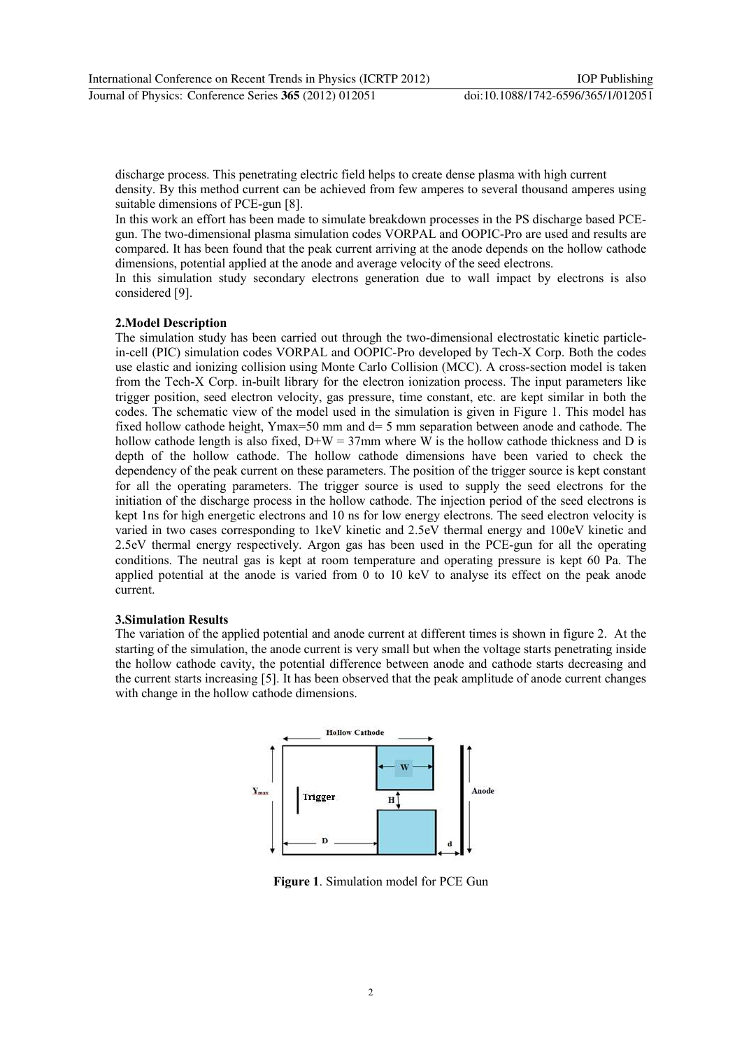discharge process. This penetrating electric field helps to create dense plasma with high current density. By this method current can be achieved from few amperes to several thousand amperes using suitable dimensions of PCE-gun [8].

In this work an effort has been made to simulate breakdown processes in the PS discharge based PCE-gun. The two-dimensional plasma simulation codes VORPAL and OOPIC-Pro are used and results are compared. It has been found that the peak current arriving at the anode depends on the hollow cathode dimensions, potential applied at the anode and average velocity of the seed electrons.

In this simulation study secondary electrons generation due to wall impact by electrons is also considered [9].

## 2.Model Description

The simulation study has been carried out through the two-dimensional electrostatic kinetic particle-in-cell (PIC) simulation codes VORPAL and OOPIC-Pro developed by Tech-X Corp. Both the codes use elastic and ionizing collision using Monte Carlo Collision (MCC). A cross-section model is taken from the Tech-X Corp. in-built library for the electron ionization process. The input parameters like trigger position, seed electron velocity, gas pressure, time constant, etc. are kept similar in both the codes. The schematic view of the model used in the simulation is given in Figure 1. This model has fixed hollow cathode height, Ymax=50 mm and d= 5 mm separation between anode and cathode. The hollow cathode length is also fixed, D+W = 37mm where W is the hollow cathode thickness and D is depth of the hollow cathode. The hollow cathode dimensions have been varied to check the dependency of the peak current on these parameters. The position of the trigger source is kept constant for all the operating parameters. The trigger source is used to supply the seed electrons for the initiation of the discharge process in the hollow cathode. The injection period of the seed electrons is kept 1ns for high energetic electrons and 10 ns for low energy electrons. The seed electron velocity is varied in two cases corresponding to 1keV kinetic and 2.5eV thermal energy and 100eV kinetic and 2.5eV thermal energy respectively. Argon gas has been used in the PCE-gun for all the operating conditions. The neutral gas is kept at room temperature and operating pressure is kept 60 Pa. The applied potential at the anode is varied from 0 to 10 keV to analyse its effect on the peak anode current.

## 3.Simulation Results

The variation of the applied potential and anode current at different times is shown in figure 2. At the starting of the simulation, the anode current is very small but when the voltage starts penetrating inside the hollow cathode cavity, the potential difference between anode and cathode starts decreasing and the current starts increasing [5]. It has been observed that the peak amplitude of anode current changes with change in the hollow cathode dimensions.

**Figure 1**. Simulation model for PCE Gun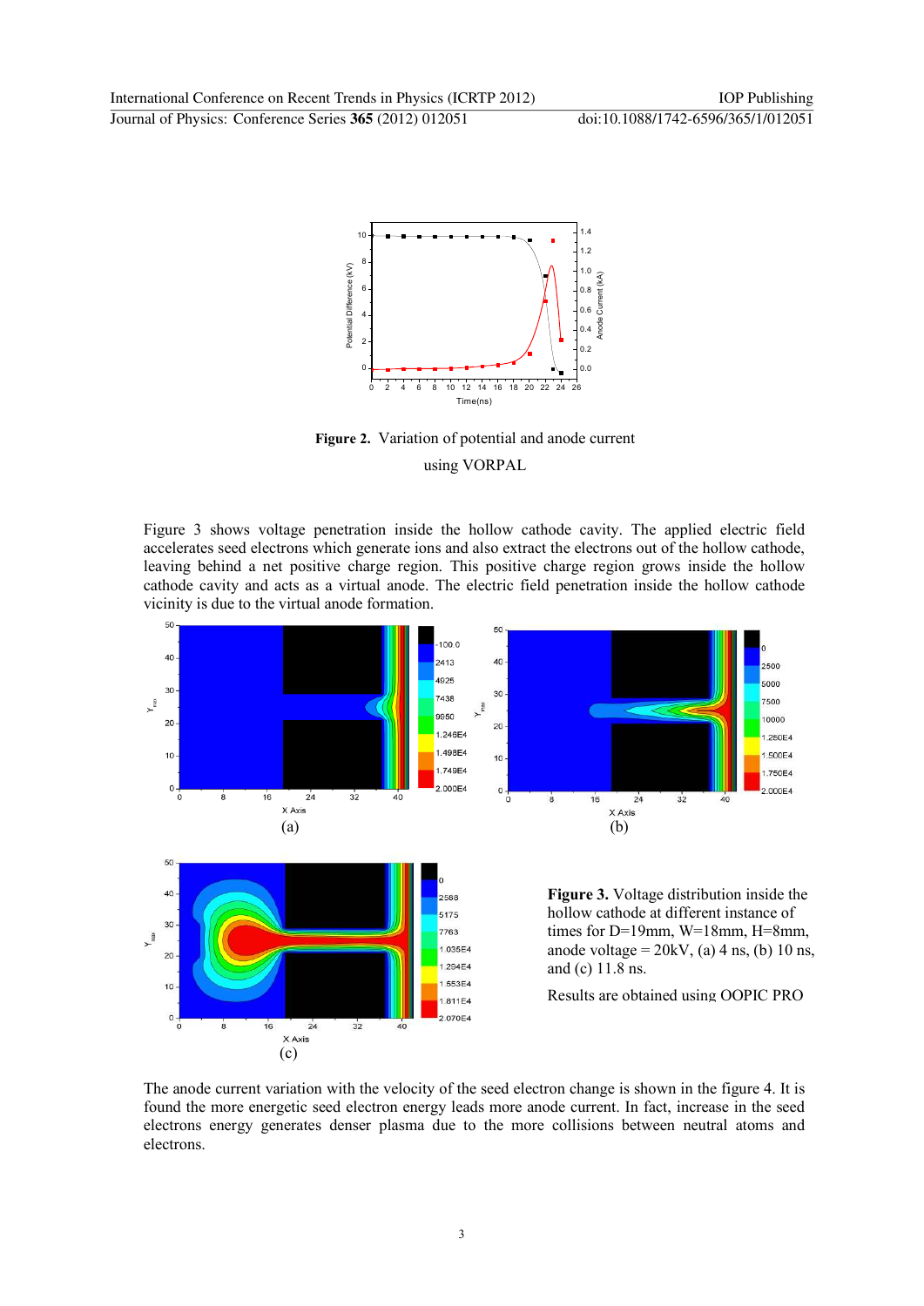**Figure 2.** Variation of potential and anode current using VORPAL

Figure 3 shows voltage penetration inside the hollow cathode cavity. The applied electric field accelerates seed electrons which generate ions and also extract the electrons out of the hollow cathode, leaving behind a net positive charge region. This positive charge region grows inside the hollow cathode cavity and acts as a virtual anode. The electric field penetration inside the hollow cathode vicinity is due to the virtual anode formation.

**Figure 3.** Voltage distribution inside the hollow cathode at different instance of times for D=19mm, W=18mm, H=8mm, anode voltage = 20kV, (a) 4 ns, (b) 10 ns, and (c) 11.8 ns.

Results are obtained using OOPIC PRO

The anode current variation with the velocity of the seed electron change is shown in the figure 4. It is found the more energetic seed electron energy leads more anode current. In fact, increase in the seed electrons energy generates denser plasma due to the more collisions between neutral atoms and electrons.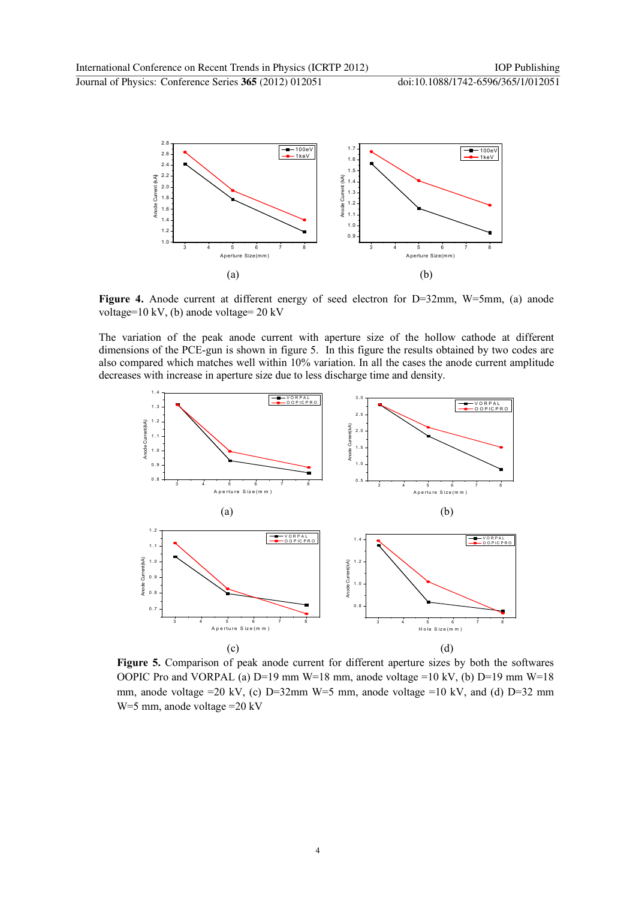**Figure 4.** Anode current at different energy of seed electron for D=32mm, W=5mm, (a) anode voltage=10 kV, (b) anode voltage= 20 kV

The variation of the peak anode current with aperture size of the hollow cathode at different dimensions of the PCE-gun is shown in figure 5. In this figure the results obtained by two codes are also compared which matches well within 10% variation. In all the cases the anode current amplitude decreases with increase in aperture size due to less discharge time and density.

**Figure 5.** Comparison of peak anode current for different aperture sizes by both the softwares OOPIC Pro and VORPAL (a) D=19 mm W=18 mm, anode voltage =10 kV, (b) D=19 mm W=18 mm, anode voltage =20 kV, (c) D=32mm W=5 mm, anode voltage =10 kV, and (d) D=32 mm W=5 mm, anode voltage =20 kV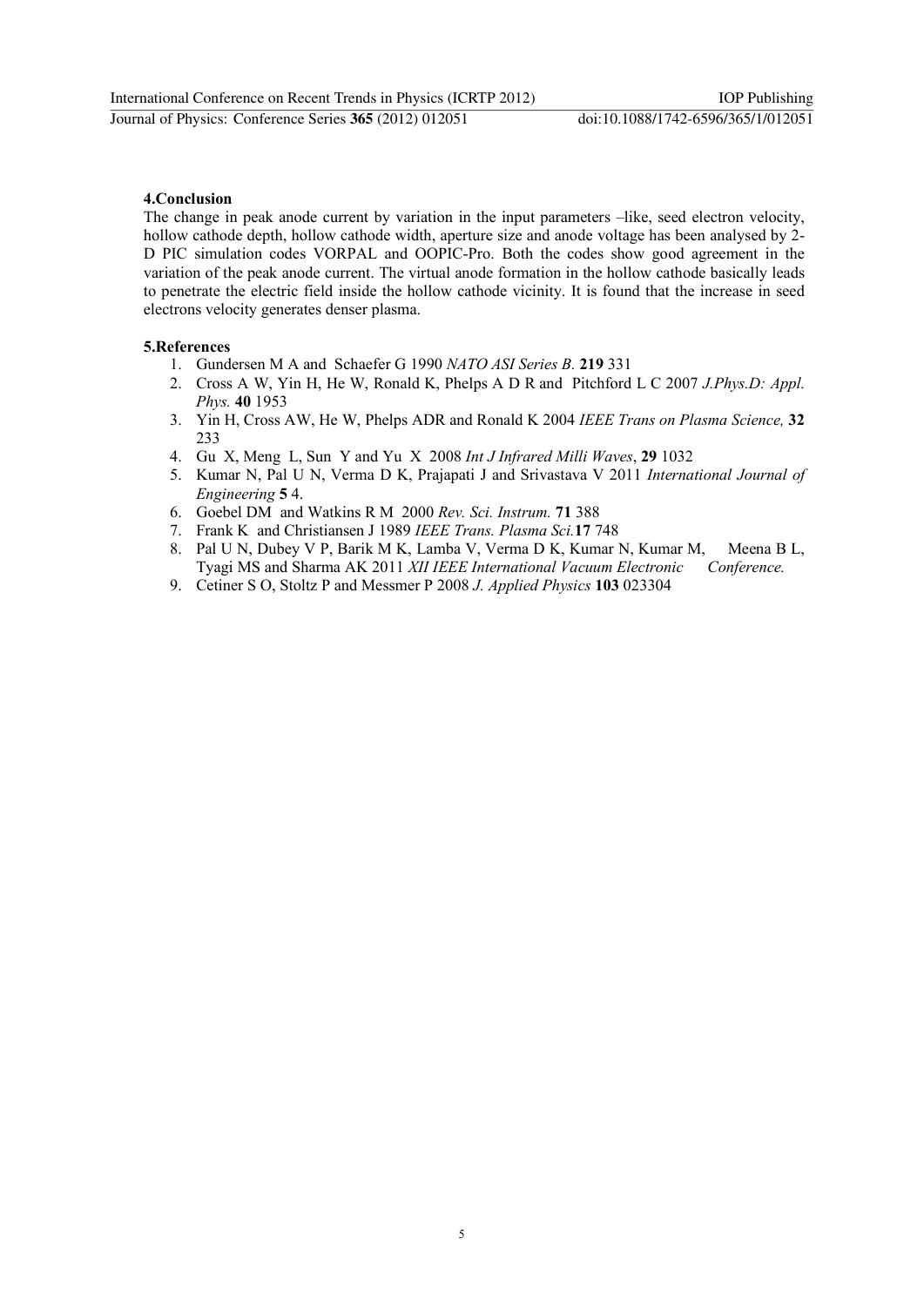## 4.Conclusion

The change in peak anode current by variation in the input parameters –like, seed electron velocity, hollow cathode depth, hollow cathode width, aperture size and anode voltage has been analysed by 2-D PIC simulation codes VORPAL and OOPIC-Pro. Both the codes show good agreement in the variation of the peak anode current. The virtual anode formation in the hollow cathode basically leads to penetrate the electric field inside the hollow cathode vicinity. It is found that the increase in seed electrons velocity generates denser plasma.

## 5.References

1. Gundersen M A and Schaefer G 1990 *NATO ASI Series B.* **219** 331
2. Cross A W, Yin H, He W, Ronald K, Phelps A D R and Pitchford L C 2007 *J.Phys.D: Appl. Phys.* **40** 1953
3. Yin H, Cross AW, He W, Phelps ADR and Ronald K 2004 *IEEE Trans on Plasma Science,* **32** 233
4. Gu X, Meng L, Sun Y and Yu X 2008 *Int J Infrared Milli Waves*, **29** 1032
5. Kumar N, Pal U N, Verma D K, Prajapati J and Srivastava V 2011 *International Journal of Engineering* **5** 4.
6. Goebel DM and Watkins R M 2000 *Rev. Sci. Instrum.* **71** 388
7. Frank K and Christiansen J 1989 *IEEE Trans. Plasma Sci.* **17** 748
8. Pal U N, Dubey V P, Barik M K, Lamba V, Verma D K, Kumar N, Kumar M, Meena B L, Tyagi MS and Sharma AK 2011 *XII IEEE International Vacuum Electronic Conference.*
9. Cetiner S O, Stoltz P and Messmer P 2008 *J. Applied Physics* **103** 023304